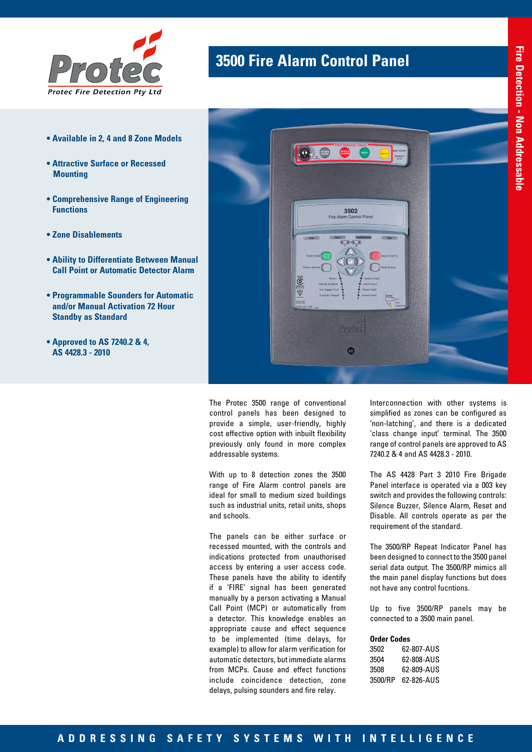Protec Fire Detection Pty Ltd

# 3500 Fire Alarm Control Panel

Fire Detection - Non Addressable

- **Available in 2, 4 and 8 Zone Models**
- **Attractive Surface or Recessed Mounting**
- **Comprehensive Range of Engineering Functions**
- **Zone Disablements**
- **Ability to Differentiate Between Manual Call Point or Automatic Detector Alarm**
- **Programmable Sounders for Automatic and/or Manual Activation 72 Hour Standby as Standard**
- **Approved to AS 7240.2 & 4, AS 4428.3 - 2010**

The Protec 3500 range of conventional control panels has been designed to provide a simple, user-friendly, highly cost effective option with inbuilt flexibility previously only found in more complex addressable systems.

With up to 8 detection zones the 3500 range of Fire Alarm control panels are ideal for small to medium sized buildings such as industrial units, retail units, shops and schools.

The panels can be either surface or recessed mounted, with the controls and indications protected from unauthorised access by entering a user access code. These panels have the ability to identify if a 'FIRE' signal has been generated manually by a person activating a Manual Call Point (MCP) or automatically from a detector. This knowledge enables an appropriate cause and effect sequence to be implemented (time delays, for example) to allow for alarm verification for automatic detectors, but immediate alarms from MCPs. Cause and effect functions include coincidence detection, zone delays, pulsing sounders and fire relay.

Interconnection with other systems is simplified as zones can be configured as 'non-latching', and there is a dedicated 'class change input' terminal. The 3500 range of control panels are approved to AS 7240.2 & 4 and AS 4428.3 - 2010.

The AS 4428 Part 3 2010 Fire Brigade Panel interface is operated via a 003 key switch and provides the following controls: Silence Buzzer, Silence Alarm, Reset and Disable. All controls operate as per the requirement of the standard.

The 3500/RP Repeat Indicator Panel has been designed to connect to the 3500 panel serial data output. The 3500/RP mimics all the main panel display functions but does not have any control fucntions.

Up to five 3500/RP panels may be connected to a 3500 main panel.

**Order Codes**

| | |
|---|---|
| 3502 | 62-807-AUS |
| 3504 | 62-808-AUS |
| 3508 | 62-809-AUS |
| 3500/RP | 62-826-AUS |

ADDRESSING SAFETY SYSTEMS WITH INTELLIGENCE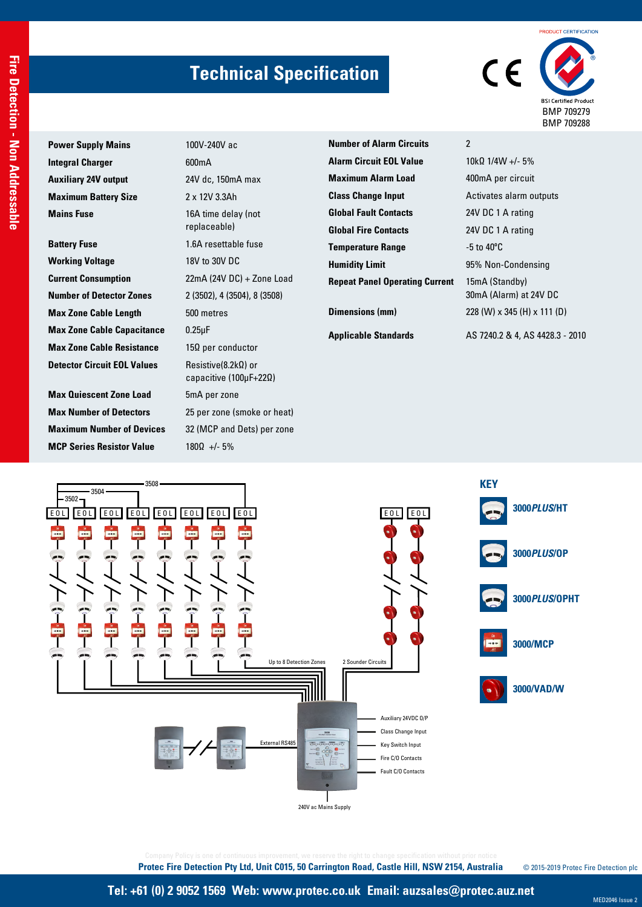# Technical Specification

BSI Certified Product
BMP 709279
BMP 709288

| | |
|---|---|
| **Power Supply Mains** | 100V-240V ac |
| **Integral Charger** | 600mA |
| **Auxiliary 24V output** | 24V dc, 150mA max |
| **Maximum Battery Size** | 2 x 12V 3.3Ah |
| **Mains Fuse** | 16A time delay (not replaceable) |
| **Battery Fuse** | 1.6A resettable fuse |
| **Working Voltage** | 18V to 30V DC |
| **Current Consumption** | 22mA (24V DC) + Zone Load |
| **Number of Detector Zones** | 2 (3502), 4 (3504), 8 (3508) |
| **Max Zone Cable Length** | 500 metres |
| **Max Zone Cable Capacitance** | 0.25µF |
| **Max Zone Cable Resistance** | 15Ω per conductor |
| **Detector Circuit EOL Values** | Resistive(8.2kΩ) or capacitive (100µF+22Ω) |
| **Max Quiescent Zone Load** | 5mA per zone |
| **Max Number of Detectors** | 25 per zone (smoke or heat) |
| **Maximum Number of Devices** | 32 (MCP and Dets) per zone |
| **MCP Series Resistor Value** | 180Ω +/- 5% |
| **Number of Alarm Circuits** | 2 |
| **Alarm Circuit EOL Value** | 10kΩ 1/4W +/- 5% |
| **Maximum Alarm Load** | 400mA per circuit |
| **Class Change Input** | Activates alarm outputs |
| **Global Fault Contacts** | 24V DC 1 A rating |
| **Global Fire Contacts** | 24V DC 1 A rating |
| **Temperature Range** | -5 to 40°C |
| **Humidity Limit** | 95% Non-Condensing |
| **Repeat Panel Operating Current** | 15mA (Standby) 30mA (Alarm) at 24V DC |
| **Dimensions (mm)** | 228 (W) x 345 (H) x 111 (D) |
| **Applicable Standards** | AS 7240.2 & 4, AS 4428.3 - 2010 |

3508
3504
3502
EOL
Up to 8 Detection Zones
2 Sounder Circuits
External RS485
Auxiliary 24VDC O/P
Class Change Input
Key Switch Input
Fire C/O Contacts
Fault C/O Contacts
240V ac Mains Supply

**KEY**

- 3000*PLUS*/HT
- 3000*PLUS*/OP
- 3000*PLUS*/OPHT
- 3000/MCP
- 3000/VAD/W

Company Policy is one of continuous improvement, we reserve the right to change specification without prior notice

**Protec Fire Detection Pty Ltd, Unit C015, 50 Carrington Road, Castle Hill, NSW 2154, Australia**

© 2015-2019 Protec Fire Detection plc

**Tel: +61 (0) 2 9052 1569 Web: www.protec.co.uk Email: auzsales@protec.auz.net**

MED2046 Issue 2